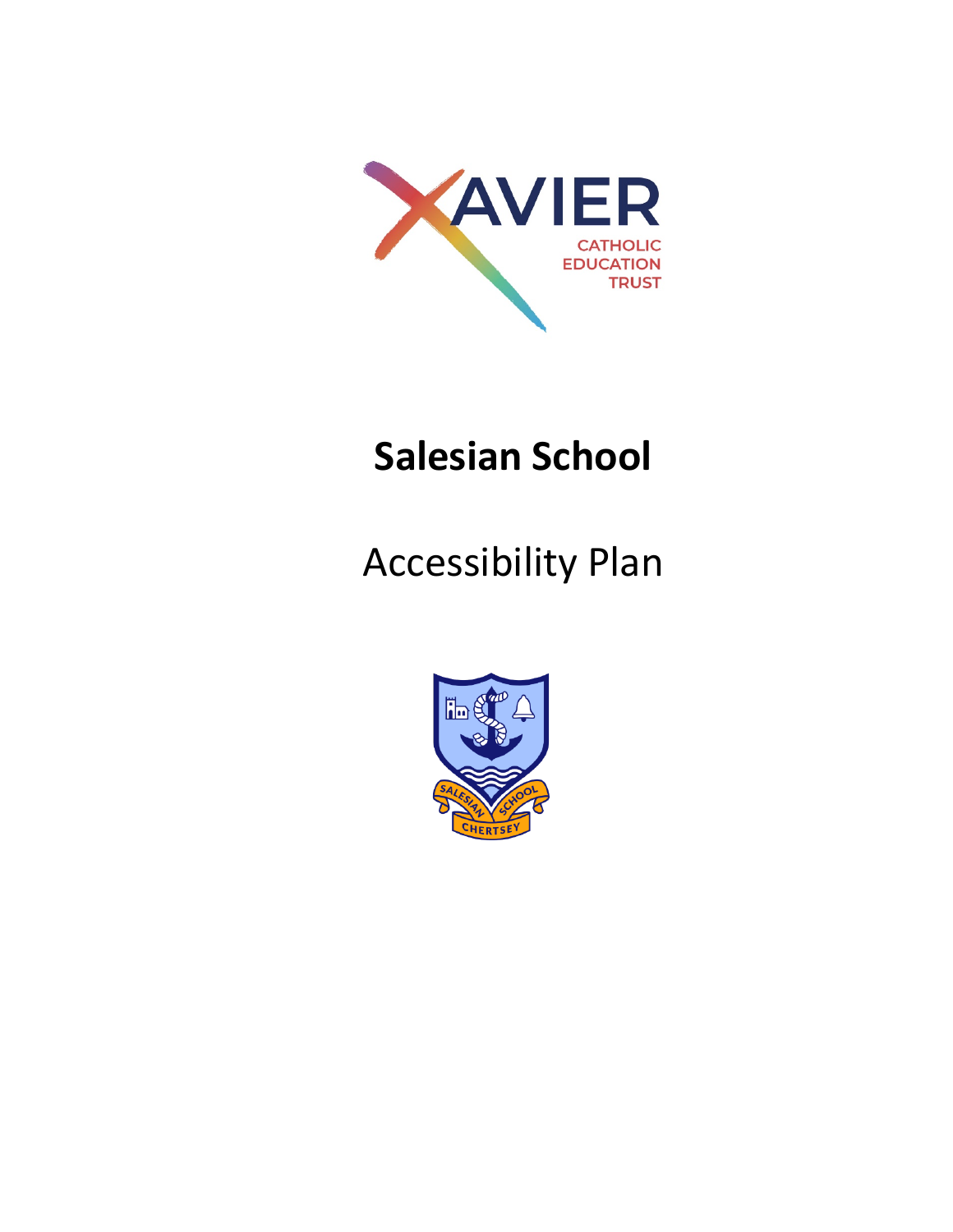# Salesian School

Accessibility Plan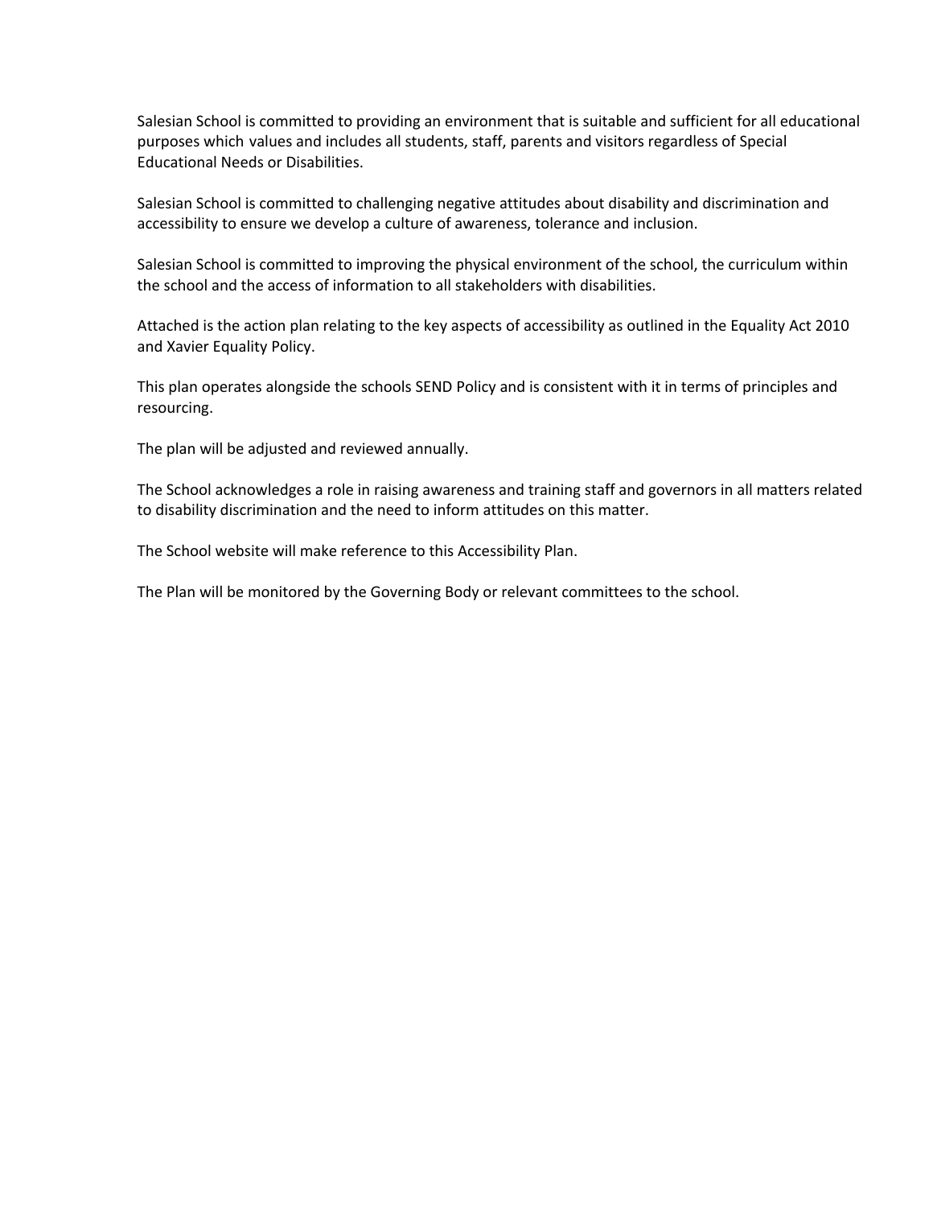Salesian School is committed to providing an environment that is suitable and sufficient for all educational purposes which values and includes all students, staff, parents and visitors regardless of Special Educational Needs or Disabilities.

Salesian School is committed to challenging negative attitudes about disability and discrimination and accessibility to ensure we develop a culture of awareness, tolerance and inclusion.

Salesian School is committed to improving the physical environment of the school, the curriculum within the school and the access of information to all stakeholders with disabilities.

Attached is the action plan relating to the key aspects of accessibility as outlined in the Equality Act 2010 and Xavier Equality Policy.

This plan operates alongside the schools SEND Policy and is consistent with it in terms of principles and resourcing.

The plan will be adjusted and reviewed annually.

The School acknowledges a role in raising awareness and training staff and governors in all matters related to disability discrimination and the need to inform attitudes on this matter.

The School website will make reference to this Accessibility Plan.

The Plan will be monitored by the Governing Body or relevant committees to the school.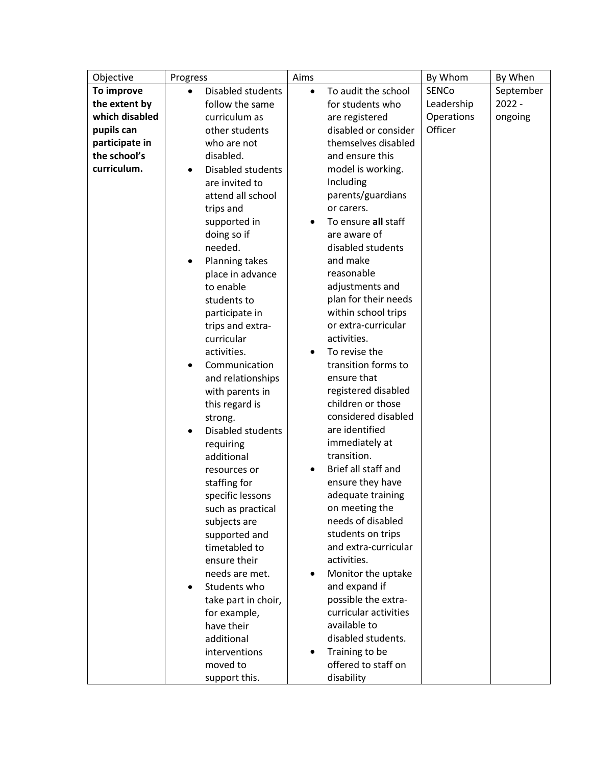| Objective | Progress | Aims | By Whom | By When |
|---|---|---|---|---|
| **To improve the extent by which disabled pupils can participate in the school's curriculum.** | • Disabled students follow the same curriculum as other students who are not disabled.<br>• Disabled students are invited to attend all school trips and supported in doing so if needed.<br>• Planning takes place in advance to enable students to participate in trips and extra-curricular activities.<br>• Communication and relationships with parents in this regard is strong.<br>• Disabled students requiring additional resources or staffing for specific lessons such as practical subjects are supported and timetabled to ensure their needs are met.<br>• Students who take part in choir, for example, have their additional interventions moved to support this. | • To audit the school for students who are registered disabled or consider themselves disabled and ensure this model is working. Including parents/guardians or carers.<br>• To ensure **all** staff are aware of disabled students and make reasonable adjustments and plan for their needs within school trips or extra-curricular activities.<br>• To revise the transition forms to ensure that registered disabled children or those considered disabled are identified immediately at transition.<br>• Brief all staff and ensure they have adequate training on meeting the needs of disabled students on trips and extra-curricular activities.<br>• Monitor the uptake and expand if possible the extra-curricular activities available to disabled students.<br>• Training to be offered to staff on disability | SENCo<br>Leadership<br>Operations Officer | September 2022 - ongoing |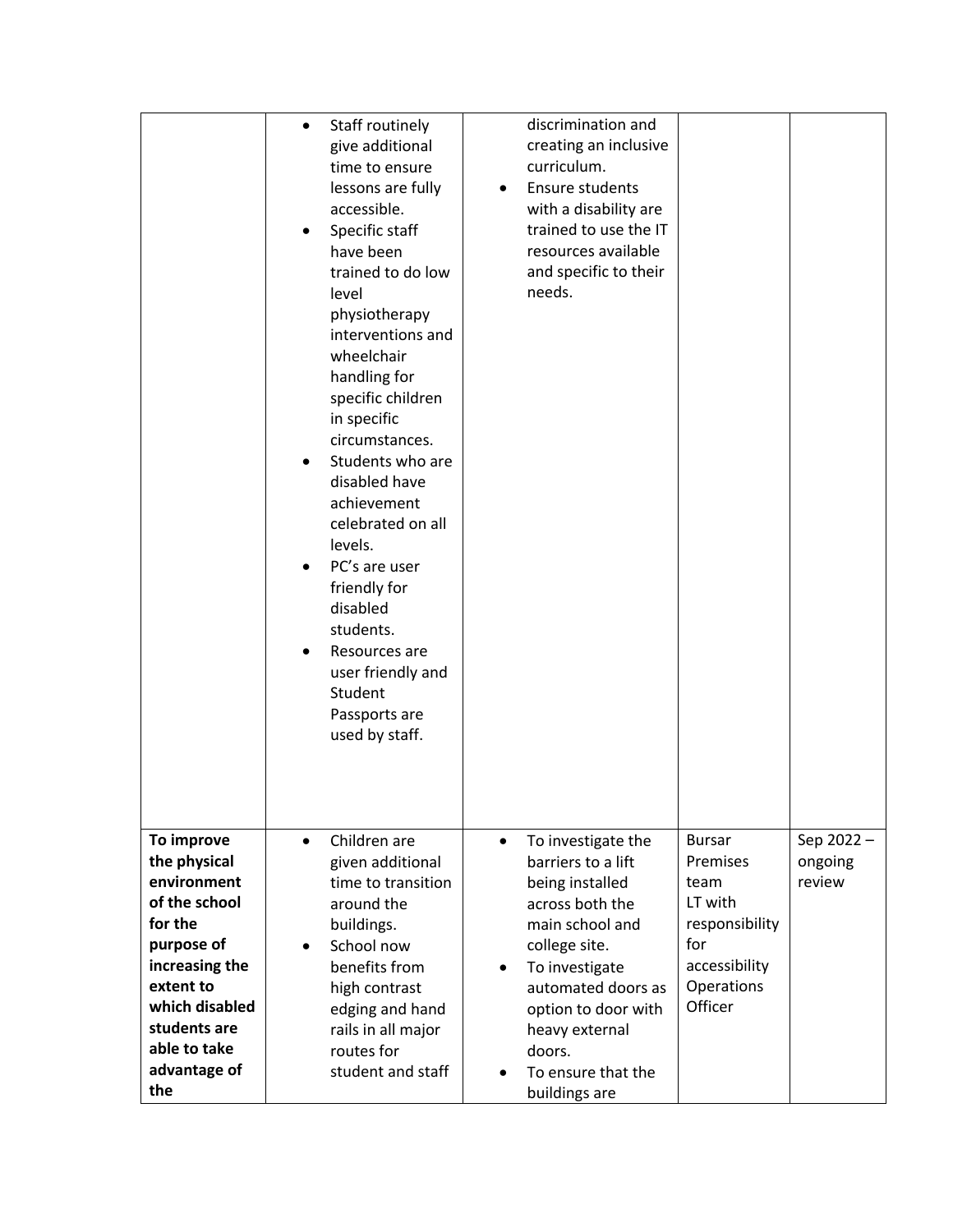| | | | | |
|---|---|---|---|---|
| | • Staff routinely give additional time to ensure lessons are fully accessible.<br>• Specific staff have been trained to do low level physiotherapy interventions and wheelchair handling for specific children in specific circumstances.<br>• Students who are disabled have achievement celebrated on all levels.<br>• PC's are user friendly for disabled students.<br>• Resources are user friendly and Student Passports are used by staff. | discrimination and creating an inclusive curriculum.<br>• Ensure students with a disability are trained to use the IT resources available and specific to their needs. | | |
| **To improve the physical environment of the school for the purpose of increasing the extent to which disabled students are able to take advantage of the** | • Children are given additional time to transition around the buildings.<br>• School now benefits from high contrast edging and hand rails in all major routes for student and staff | • To investigate the barriers to a lift being installed across both the main school and college site.<br>• To investigate automated doors as option to door with heavy external doors.<br>• To ensure that the buildings are | Bursar<br>Premises team<br>LT with responsibility for accessibility<br>Operations Officer | Sep 2022 – ongoing review |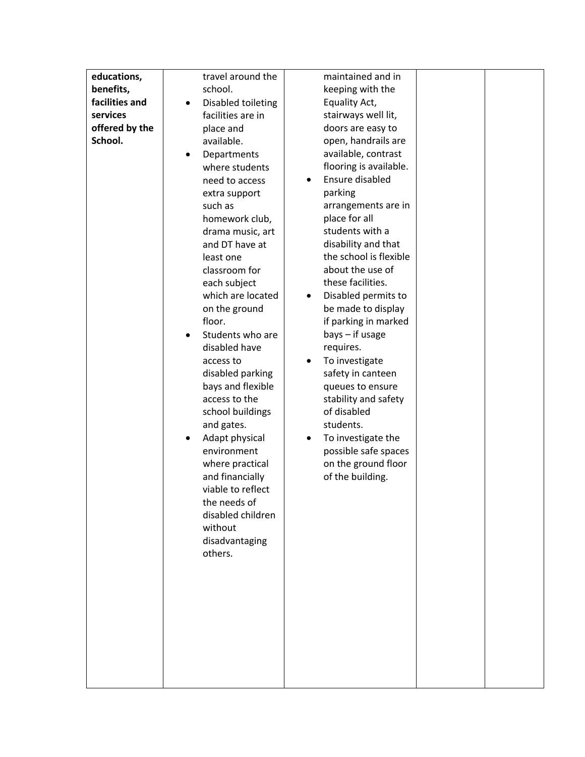| **educations, benefits, facilities and services offered by the School.** | travel around the school.<br>• Disabled toileting facilities are in place and available.<br>• Departments where students need to access extra support such as homework club, drama music, art and DT have at least one classroom for each subject which are located on the ground floor.<br>• Students who are disabled have access to disabled parking bays and flexible access to the school buildings and gates.<br>• Adapt physical environment where practical and financially viable to reflect the needs of disabled children without disadvantaging others. | maintained and in keeping with the Equality Act, stairways well lit, doors are easy to open, handrails are available, contrast flooring is available.<br>• Ensure disabled parking arrangements are in place for all students with a disability and that the school is flexible about the use of these facilities.<br>• Disabled permits to be made to display if parking in marked bays – if usage requires.<br>• To investigate safety in canteen queues to ensure stability and safety of disabled students.<br>• To investigate the possible safe spaces on the ground floor of the building. | | |
|---|---|---|---|---|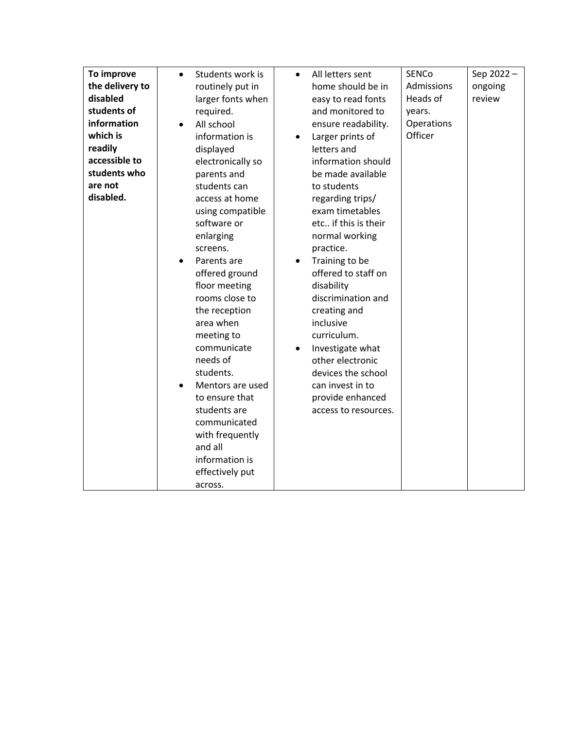| | | | | |
|---|---|---|---|---|
| **To improve the delivery to disabled students of information which is readily accessible to students who are not disabled.** | • Students work is routinely put in larger fonts when required.<br>• All school information is displayed electronically so parents and students can access at home using compatible software or enlarging screens.<br>• Parents are offered ground floor meeting rooms close to the reception area when meeting to communicate needs of students.<br>• Mentors are used to ensure that students are communicated with frequently and all information is effectively put across. | • All letters sent home should be in easy to read fonts and monitored to ensure readability.<br>• Larger prints of letters and information should be made available to students regarding trips/ exam timetables etc.. if this is their normal working practice.<br>• Training to be offered to staff on disability discrimination and creating and inclusive curriculum.<br>• Investigate what other electronic devices the school can invest in to provide enhanced access to resources. | SENCo<br>Admissions<br>Heads of years.<br>Operations Officer | Sep 2022 – ongoing review |